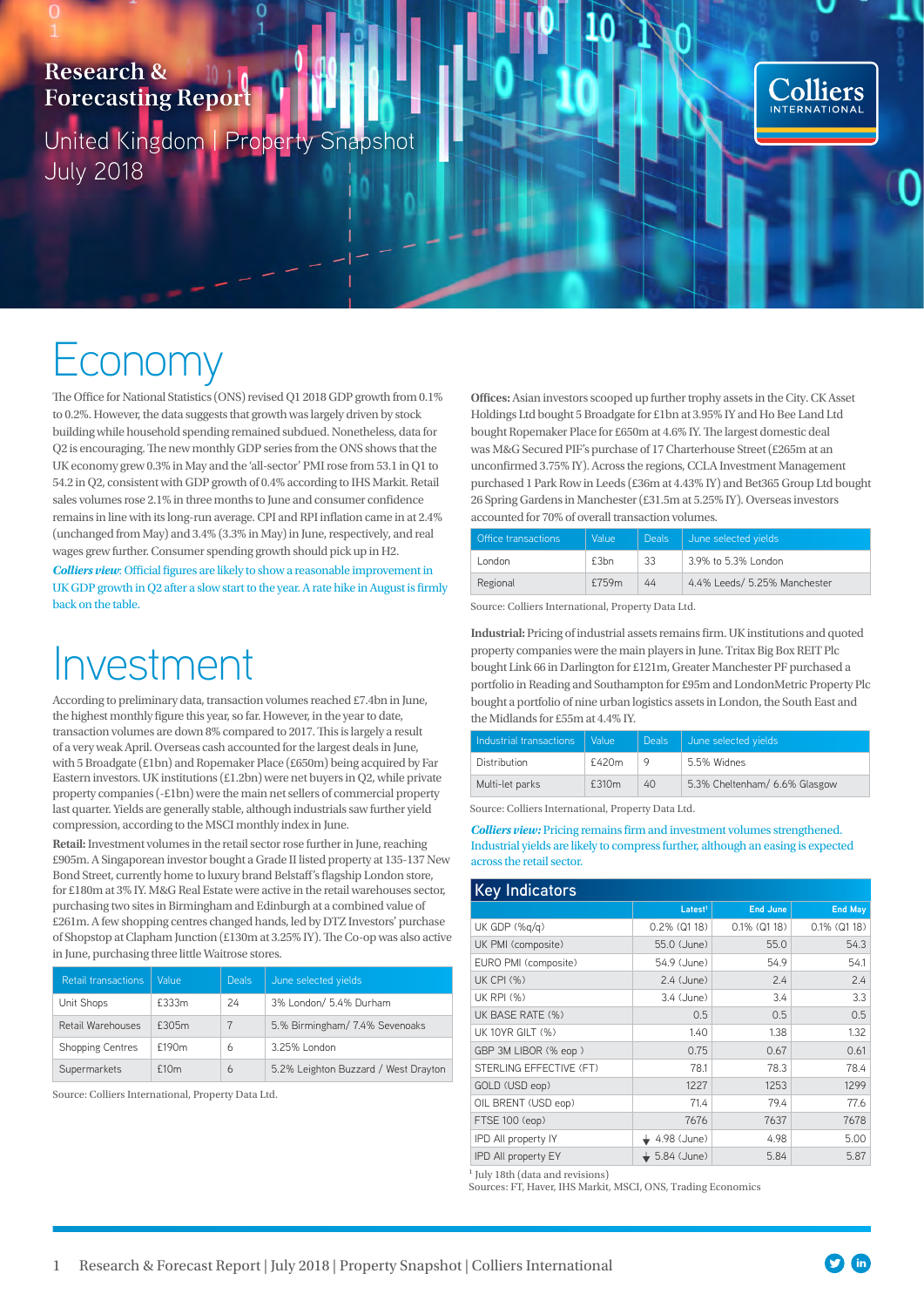Research & Forecasting Report

United Kingdom | Property Snapshot
July 2018

Colliers INTERNATIONAL

# Economy

The Office for National Statistics (ONS) revised Q1 2018 GDP growth from 0.1% to 0.2%. However, the data suggests that growth was largely driven by stock building while household spending remained subdued. Nonetheless, data for Q2 is encouraging. The new monthly GDP series from the ONS shows that the UK economy grew 0.3% in May and the 'all-sector' PMI rose from 53.1 in Q1 to 54.2 in Q2, consistent with GDP growth of 0.4% according to IHS Markit. Retail sales volumes rose 2.1% in three months to June and consumer confidence remains in line with its long-run average. CPI and RPI inflation came in at 2.4% (unchanged from May) and 3.4% (3.3% in May) in June, respectively, and real wages grew further. Consumer spending growth should pick up in H2.

***Colliers view***: Official figures are likely to show a reasonable improvement in UK GDP growth in Q2 after a slow start to the year. A rate hike in August is firmly back on the table.

# Investment

According to preliminary data, transaction volumes reached £7.4bn in June, the highest monthly figure this year, so far. However, in the year to date, transaction volumes are down 8% compared to 2017. This is largely a result of a very weak April. Overseas cash accounted for the largest deals in June, with 5 Broadgate (£1bn) and Ropemaker Place (£650m) being acquired by Far Eastern investors. UK institutions (£1.2bn) were net buyers in Q2, while private property companies (-£1bn) were the main net sellers of commercial property last quarter. Yields are generally stable, although industrials saw further yield compression, according to the MSCI monthly index in June.

**Retail:** Investment volumes in the retail sector rose further in June, reaching £905m. A Singaporean investor bought a Grade II listed property at 135-137 New Bond Street, currently home to luxury brand Belstaff's flagship London store, for £180m at 3% IY. M&G Real Estate were active in the retail warehouses sector, purchasing two sites in Birmingham and Edinburgh at a combined value of £261m. A few shopping centres changed hands, led by DTZ Investors' purchase of Shopstop at Clapham Junction (£130m at 3.25% IY). The Co-op was also active in June, purchasing three little Waitrose stores.

| Retail transactions | Value | Deals | June selected yields |
|---|---|---|---|
| Unit Shops | £333m | 24 | 3% London/ 5.4% Durham |
| Retail Warehouses | £305m | 7 | 5.% Birmingham/ 7.4% Sevenoaks |
| Shopping Centres | £190m | 6 | 3.25% London |
| Supermarkets | £10m | 6 | 5.2% Leighton Buzzard / West Drayton |

Source: Colliers International, Property Data Ltd.

**Offices:** Asian investors scooped up further trophy assets in the City. CK Asset Holdings Ltd bought 5 Broadgate for £1bn at 3.95% IY and Ho Bee Land Ltd bought Ropemaker Place for £650m at 4.6% IY. The largest domestic deal was M&G Secured PIF's purchase of 17 Charterhouse Street (£265m at an unconfirmed 3.75% IY). Across the regions, CCLA Investment Management purchased 1 Park Row in Leeds (£36m at 4.43% IY) and Bet365 Group Ltd bought 26 Spring Gardens in Manchester (£31.5m at 5.25% IY). Overseas investors accounted for 70% of overall transaction volumes.

| Office transactions | Value | Deals | June selected yields |
|---|---|---|---|
| London | £3bn | 33 | 3.9% to 5.3% London |
| Regional | £759m | 44 | 4.4% Leeds/ 5.25% Manchester |

Source: Colliers International, Property Data Ltd.

**Industrial:** Pricing of industrial assets remains firm. UK institutions and quoted property companies were the main players in June. Tritax Big Box REIT Plc bought Link 66 in Darlington for £121m, Greater Manchester PF purchased a portfolio in Reading and Southampton for £95m and LondonMetric Property Plc bought a portfolio of nine urban logistics assets in London, the South East and the Midlands for £55m at 4.4% IY.

| Industrial transactions | Value | Deals | June selected yields |
|---|---|---|---|
| Distribution | £420m | 9 | 5.5% Widnes |
| Multi-let parks | £310m | 40 | 5.3% Cheltenham/ 6.6% Glasgow |

Source: Colliers International, Property Data Ltd.

***Colliers view:*** Pricing remains firm and investment volumes strengthened. Industrial yields are likely to compress further, although an easing is expected across the retail sector.

## Key Indicators

| | Latest[1] | End June | End May |
|---|---|---|---|
| UK GDP (%q/q) | 0.2% (Q1 18) | 0.1% (Q1 18) | 0.1% (Q1 18) |
| UK PMI (composite) | 55.0 (June) | 55.0 | 54.3 |
| EURO PMI (composite) | 54.9 (June) | 54.9 | 54.1 |
| UK CPI (%) | 2.4 (June) | 2.4 | 2.4 |
| UK RPI (%) | 3.4 (June) | 3.4 | 3.3 |
| UK BASE RATE (%) | 0.5 | 0.5 | 0.5 |
| UK 10YR GILT (%) | 1.40 | 1.38 | 1.32 |
| GBP 3M LIBOR (% eop ) | 0.75 | 0.67 | 0.61 |
| STERLING EFFECTIVE (FT) | 78.1 | 78.3 | 78.4 |
| GOLD (USD eop) | 1227 | 1253 | 1299 |
| OIL BRENT (USD eop) | 71.4 | 79.4 | 77.6 |
| FTSE 100 (eop) | 7676 | 7637 | 7678 |
| IPD All property IY | ↓ 4.98 (June) | 4.98 | 5.00 |
| IPD All property EY | ↓ 5.84 (June) | 5.84 | 5.87 |

[1] July 18th (data and revisions)
Sources: FT, Haver, IHS Markit, MSCI, ONS, Trading Economics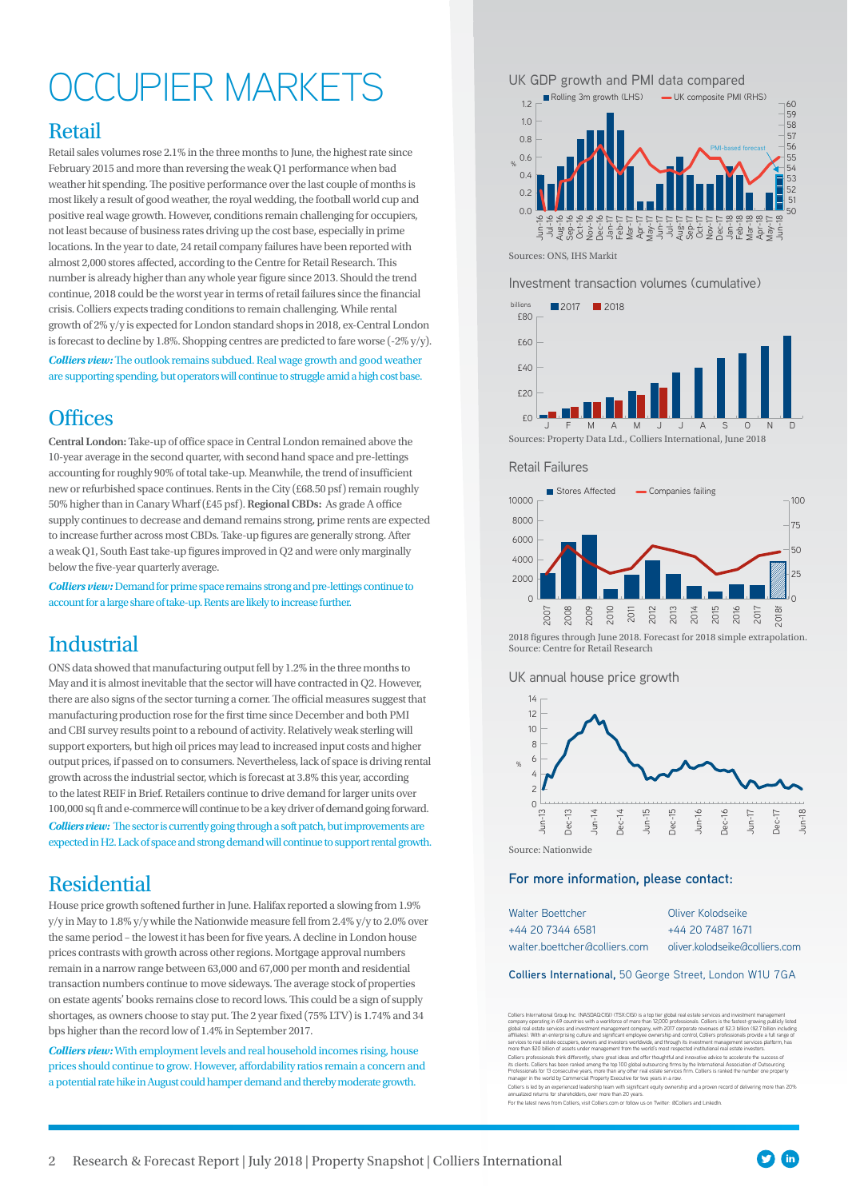# OCCUPIER MARKETS

## Retail

Retail sales volumes rose 2.1% in the three months to June, the highest rate since February 2015 and more than reversing the weak Q1 performance when bad weather hit spending. The positive performance over the last couple of months is most likely a result of good weather, the royal wedding, the football world cup and positive real wage growth. However, conditions remain challenging for occupiers, not least because of business rates driving up the cost base, especially in prime locations. In the year to date, 24 retail company failures have been reported with almost 2,000 stores affected, according to the Centre for Retail Research. This number is already higher than any whole year figure since 2013. Should the trend continue, 2018 could be the worst year in terms of retail failures since the financial crisis. Colliers expects trading conditions to remain challenging. While rental growth of 2% y/y is expected for London standard shops in 2018, ex-Central London is forecast to decline by 1.8%. Shopping centres are predicted to fare worse (-2% y/y).

***Colliers view:*** The outlook remains subdued. Real wage growth and good weather are supporting spending, but operators will continue to struggle amid a high cost base.

## Offices

**Central London:** Take-up of office space in Central London remained above the 10-year average in the second quarter, with second hand space and pre-lettings accounting for roughly 90% of total take-up. Meanwhile, the trend of insufficient new or refurbished space continues. Rents in the City (£68.50 psf) remain roughly 50% higher than in Canary Wharf (£45 psf). **Regional CBDs:** As grade A office supply continues to decrease and demand remains strong, prime rents are expected to increase further across most CBDs. Take-up figures are generally strong. After a weak Q1, South East take-up figures improved in Q2 and were only marginally below the five-year quarterly average.

***Colliers view:*** Demand for prime space remains strong and pre-lettings continue to account for a large share of take-up. Rents are likely to increase further.

## Industrial

ONS data showed that manufacturing output fell by 1.2% in the three months to May and it is almost inevitable that the sector will have contracted in Q2. However, there are also signs of the sector turning a corner. The official measures suggest that manufacturing production rose for the first time since December and both PMI and CBI survey results point to a rebound of activity. Relatively weak sterling will support exporters, but high oil prices may lead to increased input costs and higher output prices, if passed on to consumers. Nevertheless, lack of space is driving rental growth across the industrial sector, which is forecast at 3.8% this year, according to the latest REIF in Brief. Retailers continue to drive demand for larger units over 100,000 sq ft and e-commerce will continue to be a key driver of demand going forward.

***Colliers view:*** The sector is currently going through a soft patch, but improvements are expected in H2. Lack of space and strong demand will continue to support rental growth.

## Residential

House price growth softened further in June. Halifax reported a slowing from 1.9% y/y in May to 1.8% y/y while the Nationwide measure fell from 2.4% y/y to 2.0% over the same period – the lowest it has been for five years. A decline in London house prices contrasts with growth across other regions. Mortgage approval numbers remain in a narrow range between 63,000 and 67,000 per month and residential transaction numbers continue to move sideways. The average stock of properties on estate agents' books remains close to record lows. This could be a sign of supply shortages, as owners choose to stay put. The 2 year fixed (75% LTV) is 1.74% and 34 bps higher than the record low of 1.4% in September 2017.

***Colliers view:*** With employment levels and real household incomes rising, house prices should continue to grow. However, affordability ratios remain a concern and a potential rate hike in August could hamper demand and thereby moderate growth.

### UK GDP growth and PMI data compared

Rolling 3m growth (LHS)
UK composite PMI (RHS)
PMI-based forecast
%
1.2 1.0 0.8 0.6 0.4 0.2 0.0
60 59 58 57 56 55 54 53 52 51 50
Jun-16 Jul-16 Aug-16 Sep-16 Oct-16 Nov-16 Dec-16 Jan-17 Feb-17 Mar-17 Apr-17 May-17 Jun-17 Jul-17 Aug-17 Sep-17 Oct-17 Nov-17 Dec-17 Jan-18 Feb-18 Mar-18 Apr-18 May-17 Jun-18

Sources: ONS, IHS Markit

### Investment transaction volumes (cumulative)

billions
2017
2018
£80 £60 £40 £20 £0
J F M A M J J A S O N D

Sources: Property Data Ltd., Colliers International, June 2018

### Retail Failures

Stores Affected
Companies failing
10000 8000 6000 4000 2000 0
100 75 50 25 0
2007 2008 2009 2010 2011 2012 2013 2014 2015 2016 2017 2018f

2018 figures through June 2018. Forecast for 2018 simple extrapolation.
Source: Centre for Retail Research

### UK annual house price growth

%
14 12 10 8 6 4 2 0
Jun-13 Dec-13 Jun-14 Dec-14 Jun-15 Dec-15 Jun-16 Dec-16 Jun-17 Dec-17 Jun-18

Source: Nationwide

### For more information, please contact:

Walter Boettcher
+44 20 7344 6581
walter.boettcher@colliers.com

Oliver Kolodseike
+44 20 7487 1671
oliver.kolodseike@colliers.com

**Colliers International,** 50 George Street, London W1U 7GA

Colliers International Group Inc. (NASDAQ:CIGI) (TSX:CIGI) is a top tier global real estate services and investment management company operating in 69 countries with a workforce of more than 12,000 professionals. Colliers is the fastest-growing publicly listed global real estate services and investment management company, with 2017 corporate revenues of $2.3 billion ($2.7 billion including affiliates). With an enterprising culture and significant employee ownership and control, Colliers professionals provide a full range of services to real estate occupiers, owners and investors worldwide, and through its investment management services platform, has more than $20 billion of assets under management from the world's most respected institutional real estate investors.

Colliers professionals think differently, share great ideas and offer thoughtful and innovative advice to accelerate the success of its clients. Colliers has been ranked among the top 100 global outsourcing firms by the International Association of Outsourcing Professionals for 13 consecutive years, more than any other real estate services firm. Colliers is ranked the number one property manager in the world by Commercial Property Executive for two years in a row.

Colliers is led by an experienced leadership team with significant equity ownership and a proven record of delivering more than 20% annualized returns for shareholders, over more than 20 years.

For the latest news from Colliers, visit Colliers.com or follow us on Twitter: @Colliers and LinkedIn.